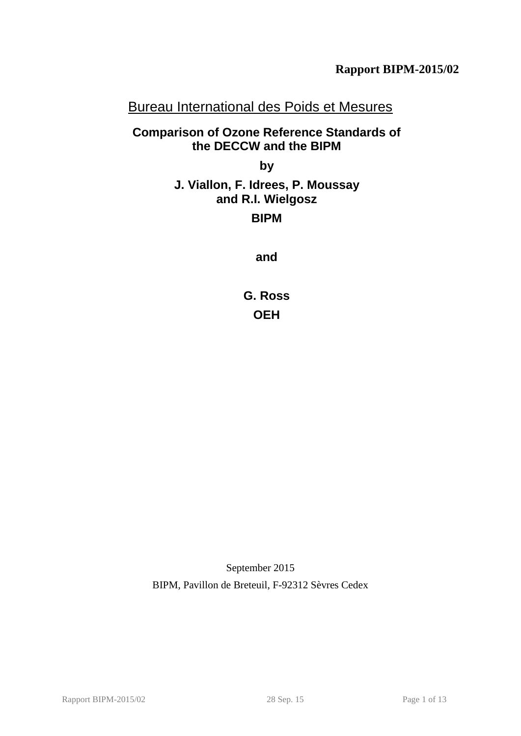**Rapport BIPM-2015/02**

Bureau International des Poids et Mesures

# Comparison of Ozone Reference Standards of the DECCW and the BIPM

**by**

**J. Viallon, F. Idrees, P. Moussay and R.I. Wielgosz**

**BIPM**

**and**

**G. Ross**

**OEH**

September 2015

BIPM, Pavillon de Breteuil, F-92312 Sèvres Cedex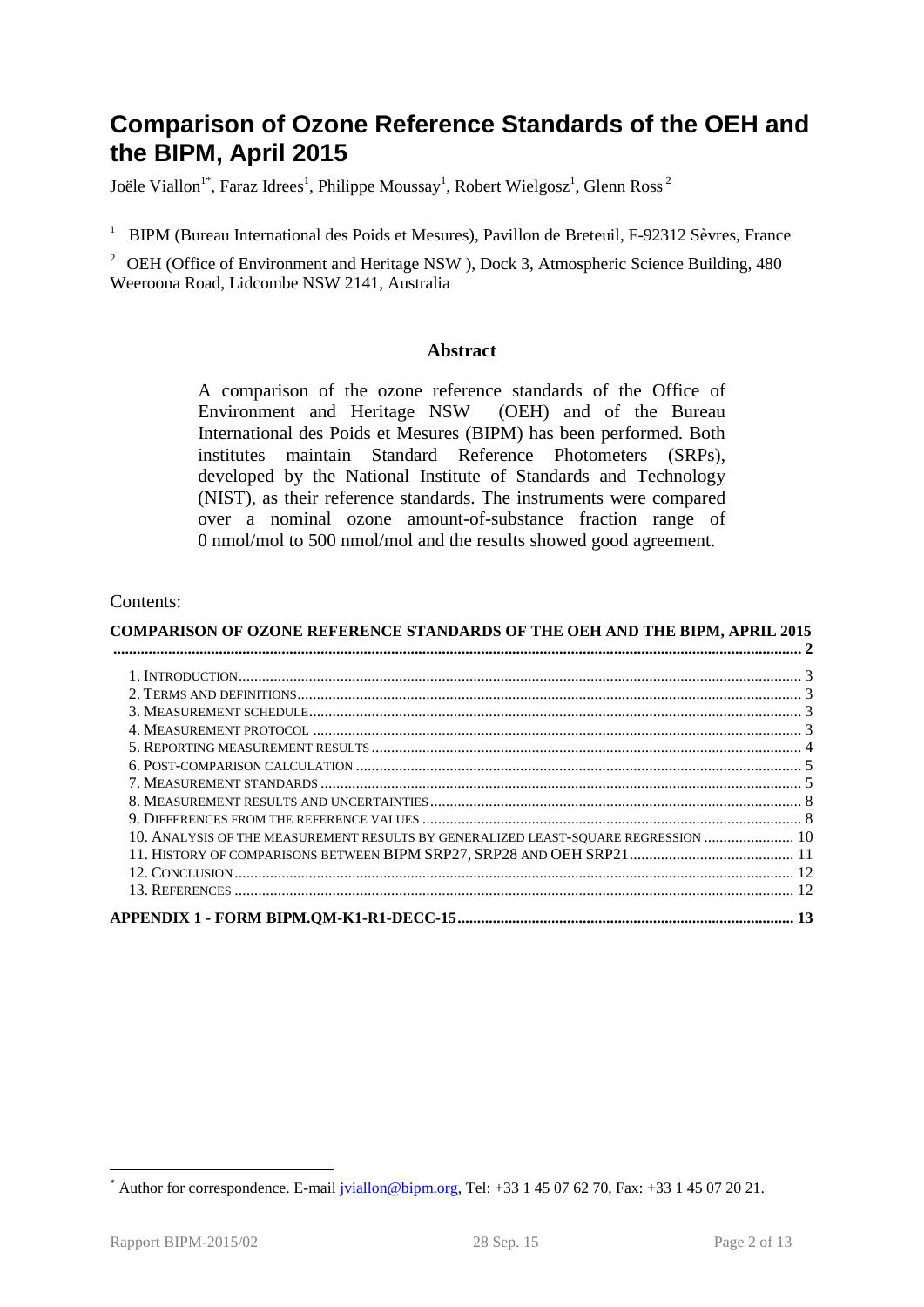# Comparison of Ozone Reference Standards of the OEH and the BIPM, April 2015

Joële Viallon[1*], Faraz Idrees[1], Philippe Moussay[1], Robert Wielgosz[1], Glenn Ross[2]

[1] BIPM (Bureau International des Poids et Mesures), Pavillon de Breteuil, F-92312 Sèvres, France

[2] OEH (Office of Environment and Heritage NSW ), Dock 3, Atmospheric Science Building, 480 Weeroona Road, Lidcombe NSW 2141, Australia

**Abstract**

A comparison of the ozone reference standards of the Office of Environment and Heritage NSW (OEH) and of the Bureau International des Poids et Mesures (BIPM) has been performed. Both institutes maintain Standard Reference Photometers (SRPs), developed by the National Institute of Standards and Technology (NIST), as their reference standards. The instruments were compared over a nominal ozone amount-of-substance fraction range of 0 nmol/mol to 500 nmol/mol and the results showed good agreement.

Contents:

**COMPARISON OF OZONE REFERENCE STANDARDS OF THE OEH AND THE BIPM, APRIL 2015** ..... 2

- 1. Introduction ..... 3
- 2. Terms and definitions ..... 3
- 3. Measurement schedule ..... 3
- 4. Measurement protocol ..... 3
- 5. Reporting measurement results ..... 4
- 6. Post-comparison calculation ..... 5
- 7. Measurement standards ..... 5
- 8. Measurement results and uncertainties ..... 8
- 9. Differences from the reference values ..... 8
- 10. Analysis of the measurement results by generalized least-square regression ..... 10
- 11. History of comparisons between BIPM SRP27, SRP28 and OEH SRP21 ..... 11
- 12. Conclusion ..... 12
- 13. References ..... 12

**APPENDIX 1 - FORM BIPM.QM-K1-R1-DECC-15** ..... 13

[*] Author for correspondence. E-mail jviallon@bipm.org, Tel: +33 1 45 07 62 70, Fax: +33 1 45 07 20 21.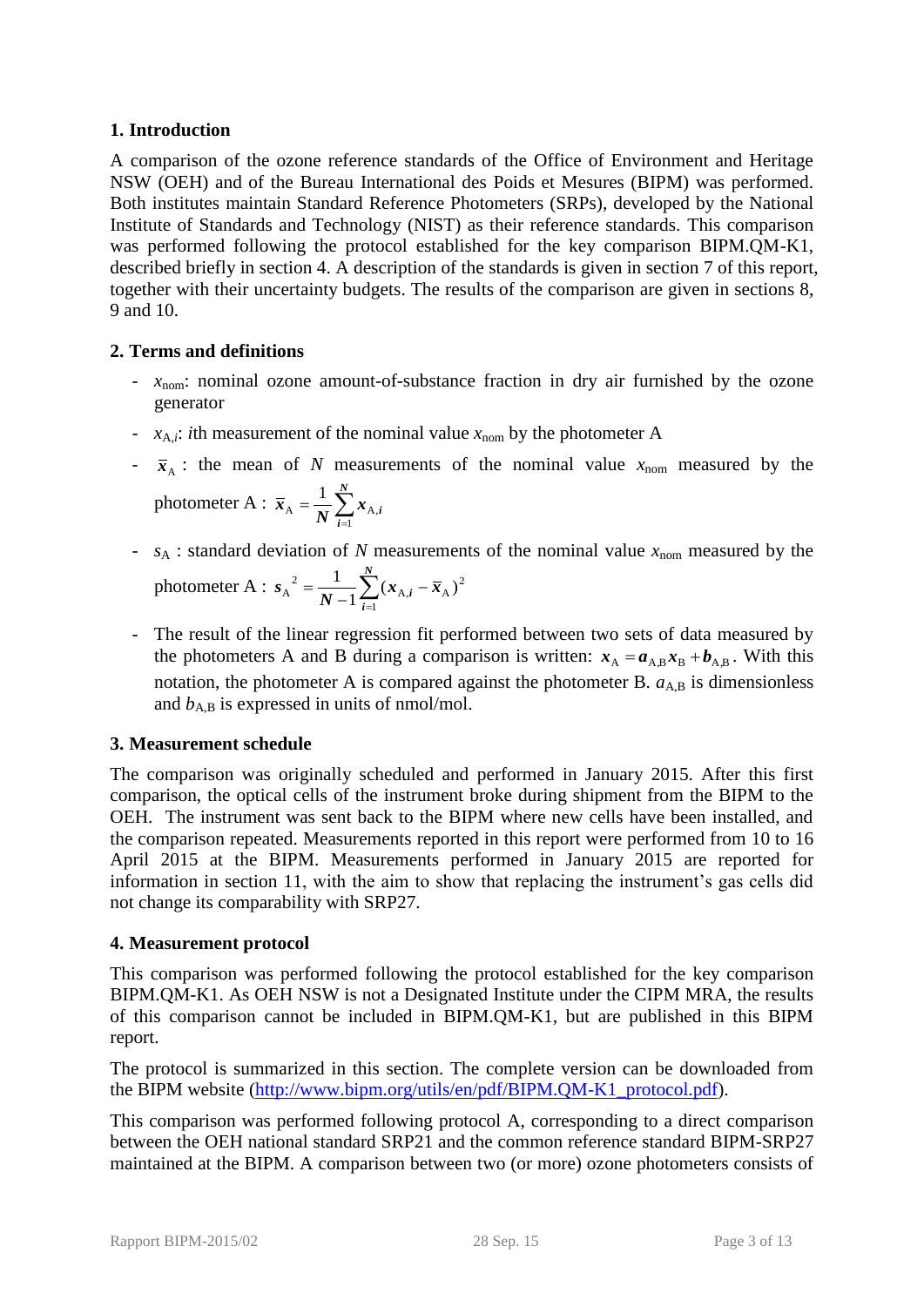## 1. Introduction

A comparison of the ozone reference standards of the Office of Environment and Heritage NSW (OEH) and of the Bureau International des Poids et Mesures (BIPM) was performed. Both institutes maintain Standard Reference Photometers (SRPs), developed by the National Institute of Standards and Technology (NIST) as their reference standards. This comparison was performed following the protocol established for the key comparison BIPM.QM-K1, described briefly in section 4. A description of the standards is given in section 7 of this report, together with their uncertainty budgets. The results of the comparison are given in sections 8, 9 and 10.

## 2. Terms and definitions

- $x_{\text{nom}}$: nominal ozone amount-of-substance fraction in dry air furnished by the ozone generator
- $x_{\text{A},i}$: $i$th measurement of the nominal value $x_{\text{nom}}$ by the photometer A
- $\bar{x}_{\text{A}}$ : the mean of $N$ measurements of the nominal value $x_{\text{nom}}$ measured by the photometer A : $\bar{x}_{\text{A}} = \frac{1}{N}\sum_{i=1}^{N} x_{\text{A},i}$
- $s_{\text{A}}$ : standard deviation of $N$ measurements of the nominal value $x_{\text{nom}}$ measured by the photometer A : $s_{\text{A}}^{2} = \frac{1}{N-1}\sum_{i=1}^{N}(x_{\text{A},i} - \bar{x}_{\text{A}})^{2}$
- The result of the linear regression fit performed between two sets of data measured by the photometers A and B during a comparison is written: $x_{\text{A}} = a_{\text{A,B}} x_{\text{B}} + b_{\text{A,B}}$. With this notation, the photometer A is compared against the photometer B. $a_{\text{A,B}}$ is dimensionless and $b_{\text{A,B}}$ is expressed in units of nmol/mol.

## 3. Measurement schedule

The comparison was originally scheduled and performed in January 2015. After this first comparison, the optical cells of the instrument broke during shipment from the BIPM to the OEH. The instrument was sent back to the BIPM where new cells have been installed, and the comparison repeated. Measurements reported in this report were performed from 10 to 16 April 2015 at the BIPM. Measurements performed in January 2015 are reported for information in section 11, with the aim to show that replacing the instrument's gas cells did not change its comparability with SRP27.

## 4. Measurement protocol

This comparison was performed following the protocol established for the key comparison BIPM.QM-K1. As OEH NSW is not a Designated Institute under the CIPM MRA, the results of this comparison cannot be included in BIPM.QM-K1, but are published in this BIPM report.

The protocol is summarized in this section. The complete version can be downloaded from the BIPM website (http://www.bipm.org/utils/en/pdf/BIPM.QM-K1_protocol.pdf).

This comparison was performed following protocol A, corresponding to a direct comparison between the OEH national standard SRP21 and the common reference standard BIPM-SRP27 maintained at the BIPM. A comparison between two (or more) ozone photometers consists of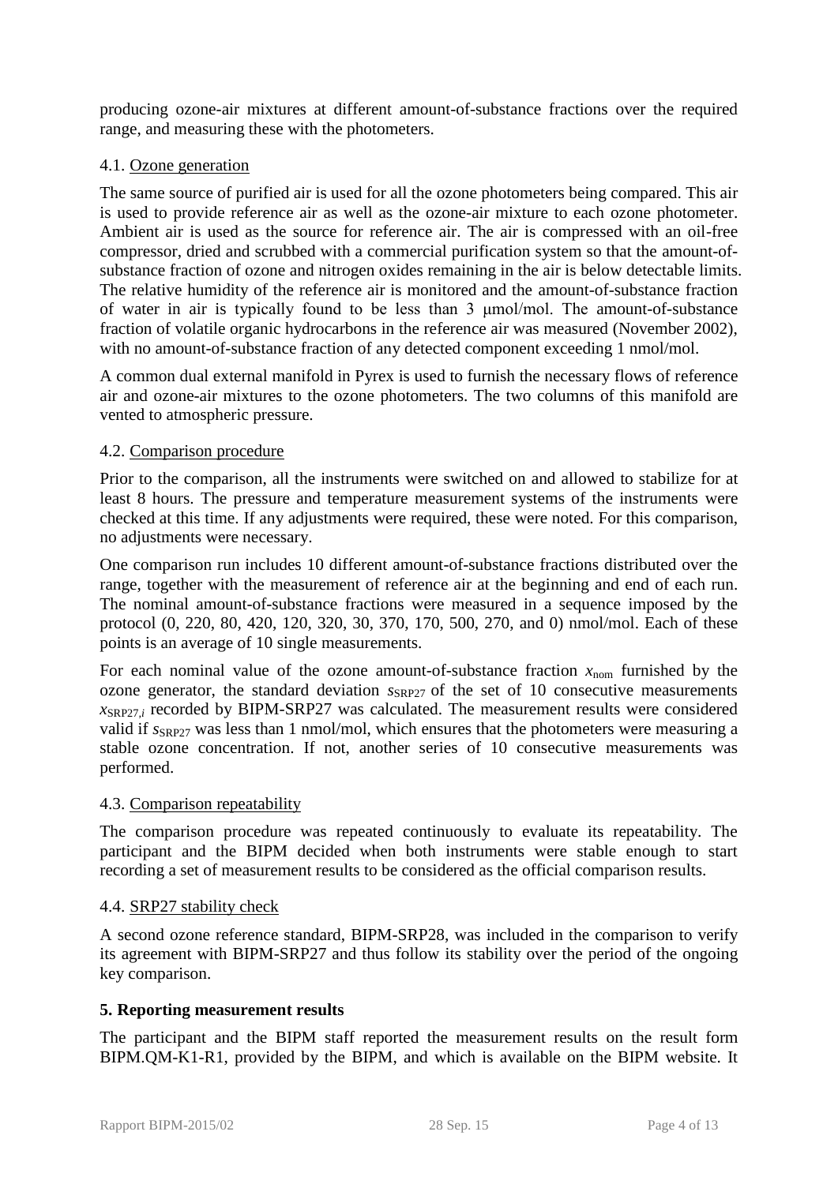producing ozone-air mixtures at different amount-of-substance fractions over the required range, and measuring these with the photometers.

## 4.1. Ozone generation

The same source of purified air is used for all the ozone photometers being compared. This air is used to provide reference air as well as the ozone-air mixture to each ozone photometer. Ambient air is used as the source for reference air. The air is compressed with an oil-free compressor, dried and scrubbed with a commercial purification system so that the amount-of-substance fraction of ozone and nitrogen oxides remaining in the air is below detectable limits. The relative humidity of the reference air is monitored and the amount-of-substance fraction of water in air is typically found to be less than 3 μmol/mol. The amount-of-substance fraction of volatile organic hydrocarbons in the reference air was measured (November 2002), with no amount-of-substance fraction of any detected component exceeding 1 nmol/mol.

A common dual external manifold in Pyrex is used to furnish the necessary flows of reference air and ozone-air mixtures to the ozone photometers. The two columns of this manifold are vented to atmospheric pressure.

## 4.2. Comparison procedure

Prior to the comparison, all the instruments were switched on and allowed to stabilize for at least 8 hours. The pressure and temperature measurement systems of the instruments were checked at this time. If any adjustments were required, these were noted. For this comparison, no adjustments were necessary.

One comparison run includes 10 different amount-of-substance fractions distributed over the range, together with the measurement of reference air at the beginning and end of each run. The nominal amount-of-substance fractions were measured in a sequence imposed by the protocol (0, 220, 80, 420, 120, 320, 30, 370, 170, 500, 270, and 0) nmol/mol. Each of these points is an average of 10 single measurements.

For each nominal value of the ozone amount-of-substance fraction $x_{\mathrm{nom}}$ furnished by the ozone generator, the standard deviation $s_{\mathrm{SRP27}}$ of the set of 10 consecutive measurements $x_{\mathrm{SRP27},i}$ recorded by BIPM-SRP27 was calculated. The measurement results were considered valid if $s_{\mathrm{SRP27}}$ was less than 1 nmol/mol, which ensures that the photometers were measuring a stable ozone concentration. If not, another series of 10 consecutive measurements was performed.

## 4.3. Comparison repeatability

The comparison procedure was repeated continuously to evaluate its repeatability. The participant and the BIPM decided when both instruments were stable enough to start recording a set of measurement results to be considered as the official comparison results.

## 4.4. SRP27 stability check

A second ozone reference standard, BIPM-SRP28, was included in the comparison to verify its agreement with BIPM-SRP27 and thus follow its stability over the period of the ongoing key comparison.

## 5. Reporting measurement results

The participant and the BIPM staff reported the measurement results on the result form BIPM.QM-K1-R1, provided by the BIPM, and which is available on the BIPM website. It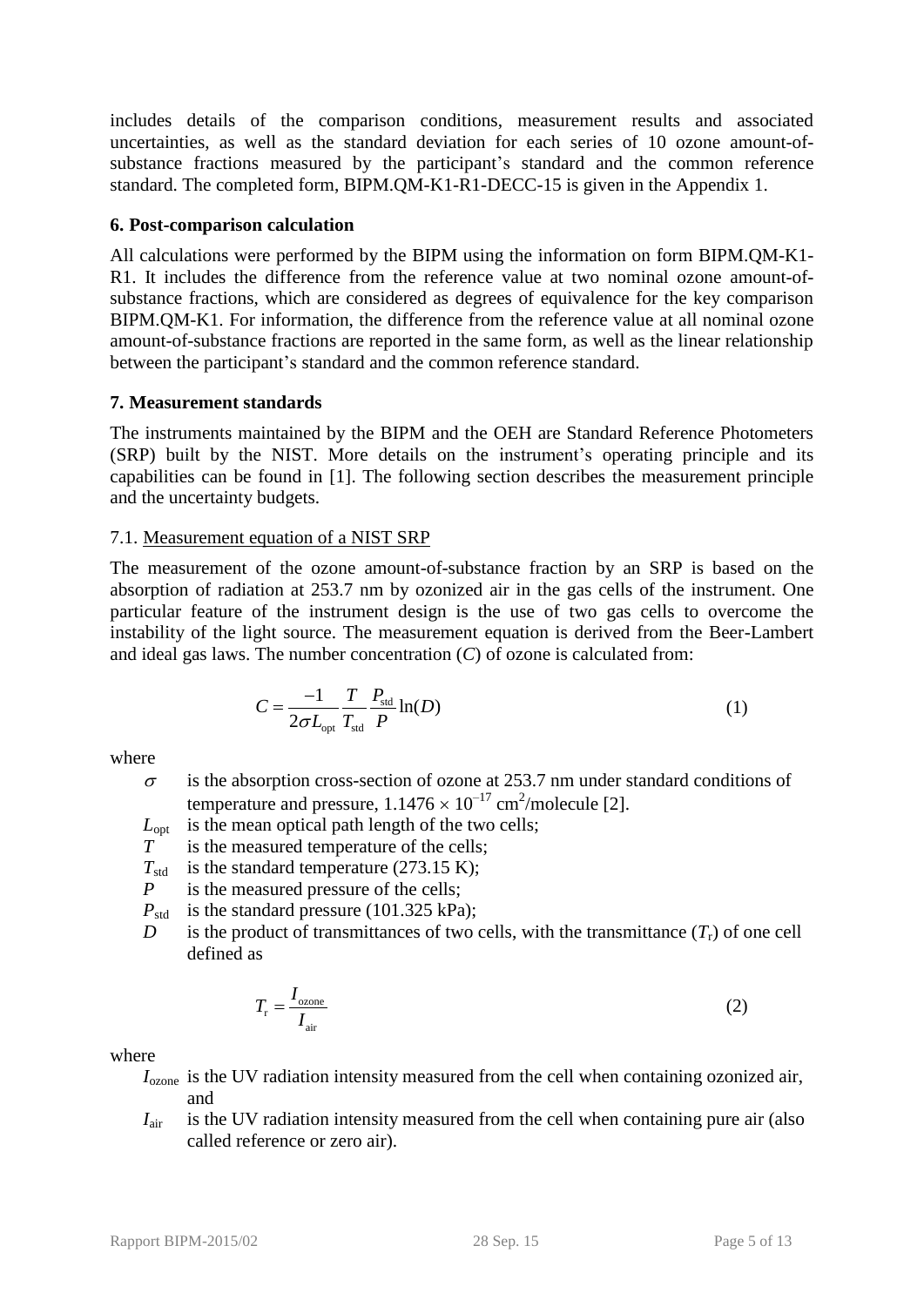includes details of the comparison conditions, measurement results and associated uncertainties, as well as the standard deviation for each series of 10 ozone amount-of-substance fractions measured by the participant's standard and the common reference standard. The completed form, BIPM.QM-K1-R1-DECC-15 is given in the Appendix 1.

### 6. Post-comparison calculation

All calculations were performed by the BIPM using the information on form BIPM.QM-K1-R1. It includes the difference from the reference value at two nominal ozone amount-of-substance fractions, which are considered as degrees of equivalence for the key comparison BIPM.QM-K1. For information, the difference from the reference value at all nominal ozone amount-of-substance fractions are reported in the same form, as well as the linear relationship between the participant's standard and the common reference standard.

### 7. Measurement standards

The instruments maintained by the BIPM and the OEH are Standard Reference Photometers (SRP) built by the NIST. More details on the instrument's operating principle and its capabilities can be found in [1]. The following section describes the measurement principle and the uncertainty budgets.

7.1. Measurement equation of a NIST SRP

The measurement of the ozone amount-of-substance fraction by an SRP is based on the absorption of radiation at 253.7 nm by ozonized air in the gas cells of the instrument. One particular feature of the instrument design is the use of two gas cells to overcome the instability of the light source. The measurement equation is derived from the Beer-Lambert and ideal gas laws. The number concentration ($C$) of ozone is calculated from:

$$C = \frac{-1}{2\sigma L_{\text{opt}}} \frac{T}{T_{\text{std}}} \frac{P_{\text{std}}}{P} \ln(D) \tag{1}$$

where

- $\sigma$ is the absorption cross-section of ozone at 253.7 nm under standard conditions of temperature and pressure, $1.1476 \times 10^{-17}$ cm$^2$/molecule [2].
- $L_{\text{opt}}$ is the mean optical path length of the two cells;
- $T$ is the measured temperature of the cells;
- $T_{\text{std}}$ is the standard temperature (273.15 K);
- $P$ is the measured pressure of the cells;
- $P_{\text{std}}$ is the standard pressure (101.325 kPa);
- $D$ is the product of transmittances of two cells, with the transmittance ($T_{\text{r}}$) of one cell defined as

$$T_{\text{r}} = \frac{I_{\text{ozone}}}{I_{\text{air}}} \tag{2}$$

where

- $I_{\text{ozone}}$ is the UV radiation intensity measured from the cell when containing ozonized air, and
- $I_{\text{air}}$ is the UV radiation intensity measured from the cell when containing pure air (also called reference or zero air).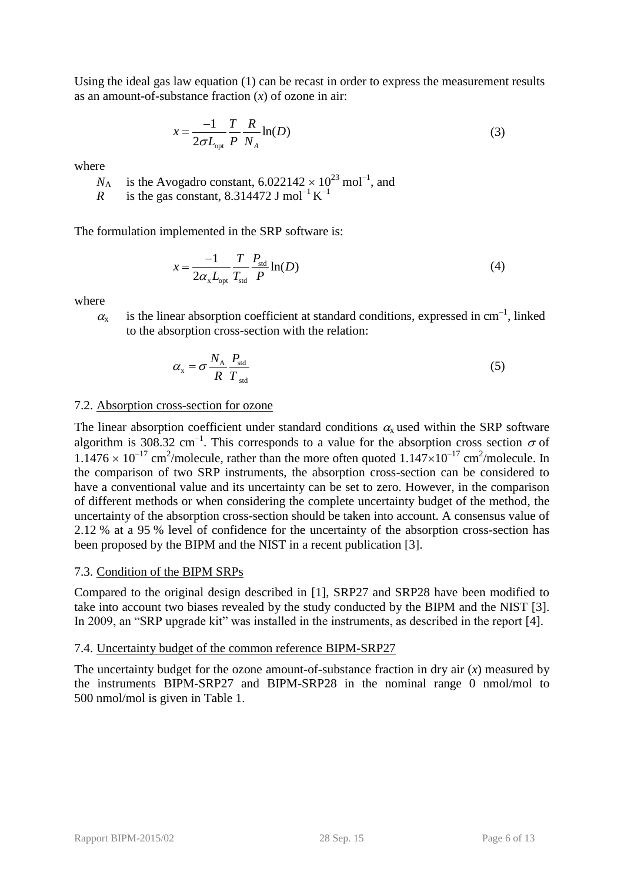Using the ideal gas law equation (1) can be recast in order to express the measurement results as an amount-of-substance fraction ($x$) of ozone in air:

$$x = \frac{-1}{2\sigma L_{\text{opt}}} \frac{T}{P} \frac{R}{N_A} \ln(D) \tag{3}$$

where

$N_A$ is the Avogadro constant, $6.022142 \times 10^{23}$ mol$^{-1}$, and
$R$ is the gas constant, 8.314472 J mol$^{-1}$ K$^{-1}$

The formulation implemented in the SRP software is:

$$x = \frac{-1}{2\alpha_x L_{\text{opt}}} \frac{T}{T_{\text{std}}} \frac{P_{\text{std}}}{P} \ln(D) \tag{4}$$

where

$\alpha_x$ is the linear absorption coefficient at standard conditions, expressed in cm$^{-1}$, linked to the absorption cross-section with the relation:

$$\alpha_x = \sigma \frac{N_A}{R} \frac{P_{\text{std}}}{T_{\text{std}}} \tag{5}$$

### 7.2. Absorption cross-section for ozone

The linear absorption coefficient under standard conditions $\alpha_x$ used within the SRP software algorithm is 308.32 cm$^{-1}$. This corresponds to a value for the absorption cross section $\sigma$ of $1.1476 \times 10^{-17}$ cm$^2$/molecule, rather than the more often quoted $1.147 \times 10^{-17}$ cm$^2$/molecule. In the comparison of two SRP instruments, the absorption cross-section can be considered to have a conventional value and its uncertainty can be set to zero. However, in the comparison of different methods or when considering the complete uncertainty budget of the method, the uncertainty of the absorption cross-section should be taken into account. A consensus value of 2.12 % at a 95 % level of confidence for the uncertainty of the absorption cross-section has been proposed by the BIPM and the NIST in a recent publication [3].

### 7.3. Condition of the BIPM SRPs

Compared to the original design described in [1], SRP27 and SRP28 have been modified to take into account two biases revealed by the study conducted by the BIPM and the NIST [3]. In 2009, an "SRP upgrade kit" was installed in the instruments, as described in the report [4].

### 7.4. Uncertainty budget of the common reference BIPM-SRP27

The uncertainty budget for the ozone amount-of-substance fraction in dry air ($x$) measured by the instruments BIPM-SRP27 and BIPM-SRP28 in the nominal range 0 nmol/mol to 500 nmol/mol is given in Table 1.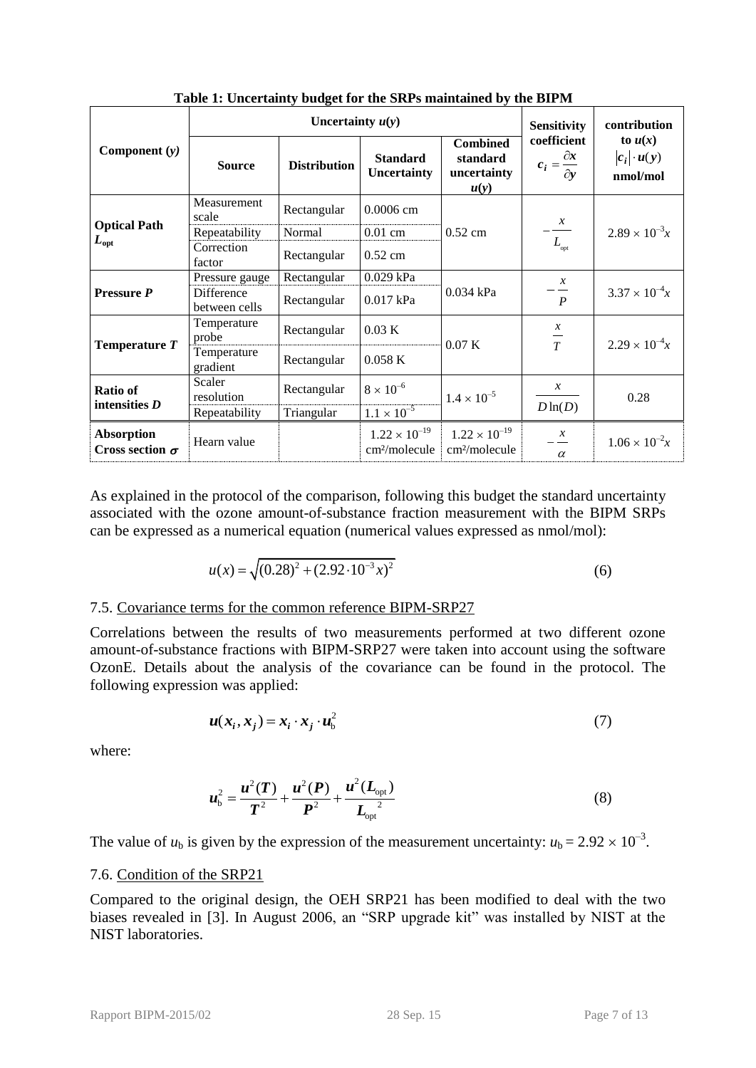**Table 1: Uncertainty budget for the SRPs maintained by the BIPM**

| Component ($y$) | Uncertainty $u(y)$ | | | | Sensitivity coefficient $c_i = \frac{\partial x}{\partial y}$ | contribution to $u(x)$ $\lvert c_i \rvert \cdot u(y)$ nmol/mol |
|---|---|---|---|---|---|---|
| | **Source** | **Distribution** | **Standard Uncertainty** | **Combined standard uncertainty $u(y)$** | | |
| **Optical Path $L_{opt}$** | Measurement scale | Rectangular | 0.0006 cm | 0.52 cm | $-\frac{x}{L_{opt}}$ | $2.89 \times 10^{-3}x$ |
| | Repeatability | Normal | 0.01 cm | | | |
| | Correction factor | Rectangular | 0.52 cm | | | |
| **Pressure $P$** | Pressure gauge | Rectangular | 0.029 kPa | 0.034 kPa | $-\frac{x}{P}$ | $3.37 \times 10^{-4}x$ |
| | Difference between cells | Rectangular | 0.017 kPa | | | |
| **Temperature $T$** | Temperature probe | Rectangular | 0.03 K | 0.07 K | $\frac{x}{T}$ | $2.29 \times 10^{-4}x$ |
| | Temperature gradient | Rectangular | 0.058 K | | | |
| **Ratio of intensities $D$** | Scaler resolution | Rectangular | $8 \times 10^{-6}$ | $1.4 \times 10^{-5}$ | $\frac{x}{D\ln(D)}$ | 0.28 |
| | Repeatability | Triangular | $1.1 \times 10^{-5}$ | | | |
| **Absorption Cross section $\sigma$** | Hearn value | | $1.22 \times 10^{-19}$ cm²/molecule | $1.22 \times 10^{-19}$ cm²/molecule | $-\frac{x}{\alpha}$ | $1.06 \times 10^{-2}x$ |

As explained in the protocol of the comparison, following this budget the standard uncertainty associated with the ozone amount-of-substance fraction measurement with the BIPM SRPs can be expressed as a numerical equation (numerical values expressed as nmol/mol):

$$u(x) = \sqrt{(0.28)^2 + (2.92 \cdot 10^{-3} x)^2} \tag{6}$$

## 7.5. Covariance terms for the common reference BIPM-SRP27

Correlations between the results of two measurements performed at two different ozone amount-of-substance fractions with BIPM-SRP27 were taken into account using the software OzonE. Details about the analysis of the covariance can be found in the protocol. The following expression was applied:

$$\boldsymbol{u}(\boldsymbol{x}_i, \boldsymbol{x}_j) = \boldsymbol{x}_i \cdot \boldsymbol{x}_j \cdot \boldsymbol{u}_\mathrm{b}^2 \tag{7}$$

where:

$$\boldsymbol{u}_\mathrm{b}^2 = \frac{\boldsymbol{u}^2(\boldsymbol{T})}{\boldsymbol{T}^2} + \frac{\boldsymbol{u}^2(\boldsymbol{P})}{\boldsymbol{P}^2} + \frac{\boldsymbol{u}^2(\boldsymbol{L}_\mathrm{opt})}{\boldsymbol{L}_\mathrm{opt}^{\ 2}} \tag{8}$$

The value of $u_\mathrm{b}$ is given by the expression of the measurement uncertainty: $u_\mathrm{b} = 2.92 \times 10^{-3}$.

## 7.6. Condition of the SRP21

Compared to the original design, the OEH SRP21 has been modified to deal with the two biases revealed in [3]. In August 2006, an "SRP upgrade kit" was installed by NIST at the NIST laboratories.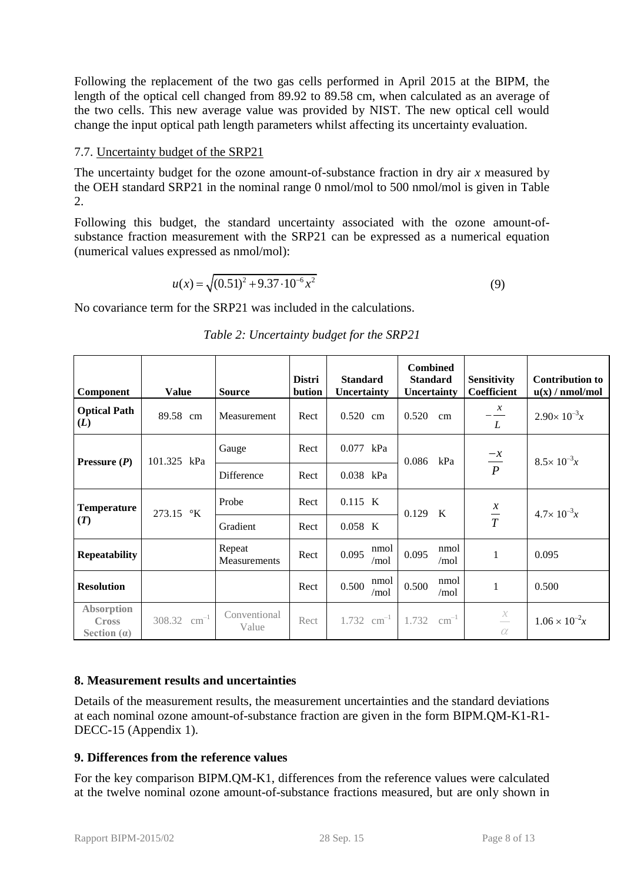Following the replacement of the two gas cells performed in April 2015 at the BIPM, the length of the optical cell changed from 89.92 to 89.58 cm, when calculated as an average of the two cells. This new average value was provided by NIST. The new optical cell would change the input optical path length parameters whilst affecting its uncertainty evaluation.

### 7.7. Uncertainty budget of the SRP21

The uncertainty budget for the ozone amount-of-substance fraction in dry air $x$ measured by the OEH standard SRP21 in the nominal range 0 nmol/mol to 500 nmol/mol is given in Table 2.

Following this budget, the standard uncertainty associated with the ozone amount-of-substance fraction measurement with the SRP21 can be expressed as a numerical equation (numerical values expressed as nmol/mol):

$$u(x) = \sqrt{(0.51)^2 + 9.37 \cdot 10^{-6} x^2} \tag{9}$$

No covariance term for the SRP21 was included in the calculations.

*Table 2: Uncertainty budget for the SRP21*

| Component | Value | Source | Distribution | Standard Uncertainty | Combined Standard Uncertainty | Sensitivity Coefficient | Contribution to u(x) / nmol/mol |
|---|---|---|---|---|---|---|---|
| **Optical Path ($L$)** | 89.58 cm | Measurement | Rect | 0.520 cm | 0.520 cm | $-\frac{x}{L}$ | $2.90 \times 10^{-3} x$ |
| **Pressure ($P$)** | 101.325 kPa | Gauge | Rect | 0.077 kPa | 0.086 kPa | $\frac{-x}{P}$ | $8.5 \times 10^{-3} x$ |
| | | Difference | Rect | 0.038 kPa | | | |
| **Temperature ($T$)** | 273.15 °K | Probe | Rect | 0.115 K | 0.129 K | $\frac{x}{T}$ | $4.7 \times 10^{-3} x$ |
| | | Gradient | Rect | 0.058 K | | | |
| **Repeatability** | | Repeat Measurements | Rect | 0.095 nmol/mol | 0.095 nmol/mol | 1 | 0.095 |
| **Resolution** | | | Rect | 0.500 nmol/mol | 0.500 nmol/mol | 1 | 0.500 |
| **Absorption Cross Section (α)** | 308.32 $\text{cm}^{-1}$ | Conventional Value | Rect | 1.732 $\text{cm}^{-1}$ | 1.732 $\text{cm}^{-1}$ | $\frac{x}{\alpha}$ | $1.06 \times 10^{-2} x$ |

## 8. Measurement results and uncertainties

Details of the measurement results, the measurement uncertainties and the standard deviations at each nominal ozone amount-of-substance fraction are given in the form BIPM.QM-K1-R1-DECC-15 (Appendix 1).

## 9. Differences from the reference values

For the key comparison BIPM.QM-K1, differences from the reference values were calculated at the twelve nominal ozone amount-of-substance fractions measured, but are only shown in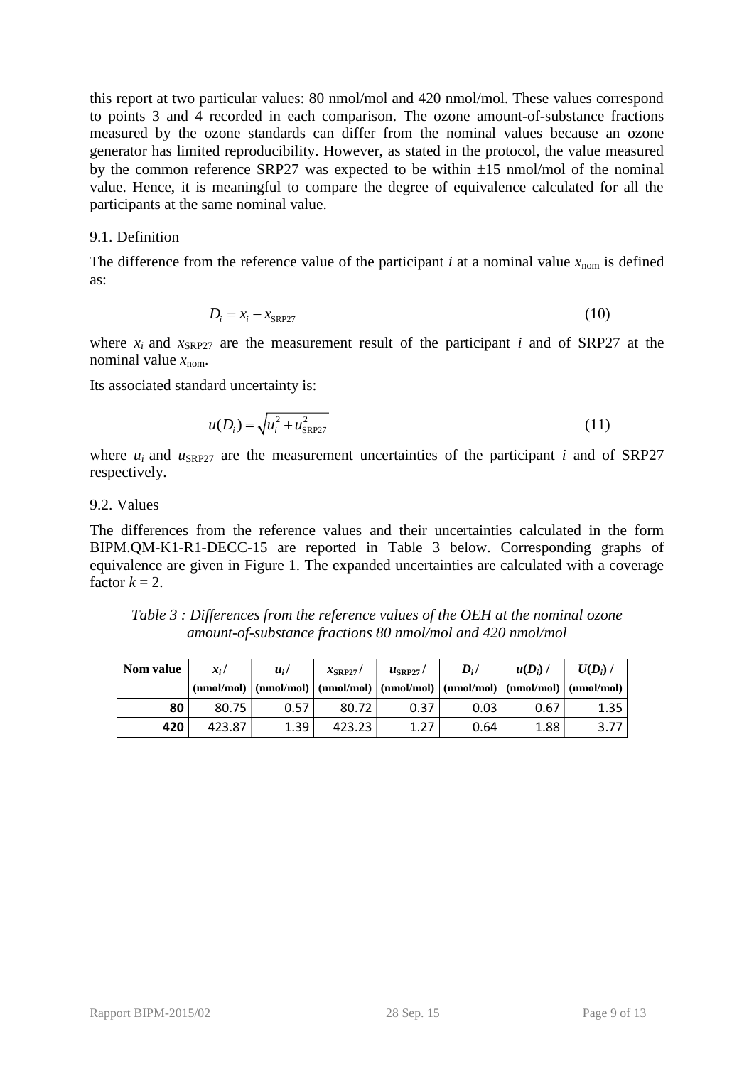this report at two particular values: 80 nmol/mol and 420 nmol/mol. These values correspond to points 3 and 4 recorded in each comparison. The ozone amount-of-substance fractions measured by the ozone standards can differ from the nominal values because an ozone generator has limited reproducibility. However, as stated in the protocol, the value measured by the common reference SRP27 was expected to be within ±15 nmol/mol of the nominal value. Hence, it is meaningful to compare the degree of equivalence calculated for all the participants at the same nominal value.

### 9.1. Definition

The difference from the reference value of the participant $i$ at a nominal value $x_{\text{nom}}$ is defined as:

$$D_i = x_i - x_{\text{SRP27}} \tag{10}$$

where $x_i$ and $x_{\text{SRP27}}$ are the measurement result of the participant $i$ and of SRP27 at the nominal value $x_{\text{nom}}$.

Its associated standard uncertainty is:

$$u(D_i) = \sqrt{u_i^2 + u_{\text{SRP27}}^2} \tag{11}$$

where $u_i$ and $u_{\text{SRP27}}$ are the measurement uncertainties of the participant $i$ and of SRP27 respectively.

### 9.2. Values

The differences from the reference values and their uncertainties calculated in the form BIPM.QM-K1-R1-DECC-15 are reported in Table 3 below. Corresponding graphs of equivalence are given in Figure 1. The expanded uncertainties are calculated with a coverage factor $k = 2$.

*Table 3 : Differences from the reference values of the OEH at the nominal ozone amount-of-substance fractions 80 nmol/mol and 420 nmol/mol*

| Nom value | $x_i$ / (nmol/mol) | $u_i$ / (nmol/mol) | $x_{\text{SRP27}}$ / (nmol/mol) | $u_{\text{SRP27}}$ / (nmol/mol) | $D_i$ / (nmol/mol) | $u(D_i)$ / (nmol/mol) | $U(D_i)$ / (nmol/mol) |
|---|---|---|---|---|---|---|---|
| **80** | 80.75 | 0.57 | 80.72 | 0.37 | 0.03 | 0.67 | 1.35 |
| **420** | 423.87 | 1.39 | 423.23 | 1.27 | 0.64 | 1.88 | 3.77 |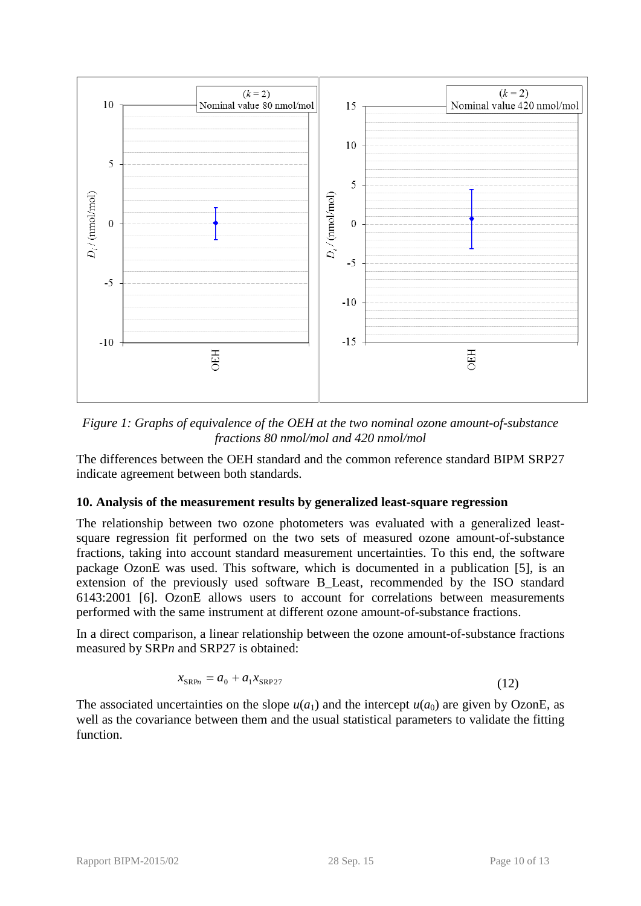*Figure 1: Graphs of equivalence of the OEH at the two nominal ozone amount-of-substance fractions 80 nmol/mol and 420 nmol/mol*

The differences between the OEH standard and the common reference standard BIPM SRP27 indicate agreement between both standards.

## 10. Analysis of the measurement results by generalized least-square regression

The relationship between two ozone photometers was evaluated with a generalized least-square regression fit performed on the two sets of measured ozone amount-of-substance fractions, taking into account standard measurement uncertainties. To this end, the software package OzonE was used. This software, which is documented in a publication [5], is an extension of the previously used software B_Least, recommended by the ISO standard 6143:2001 [6]. OzonE allows users to account for correlations between measurements performed with the same instrument at different ozone amount-of-substance fractions.

In a direct comparison, a linear relationship between the ozone amount-of-substance fractions measured by SRP*n* and SRP27 is obtained:

$$x_{\mathrm{SRP}n} = a_0 + a_1 x_{\mathrm{SRP27}} \tag{12}$$

The associated uncertainties on the slope $u(a_1)$ and the intercept $u(a_0)$ are given by OzonE, as well as the covariance between them and the usual statistical parameters to validate the fitting function.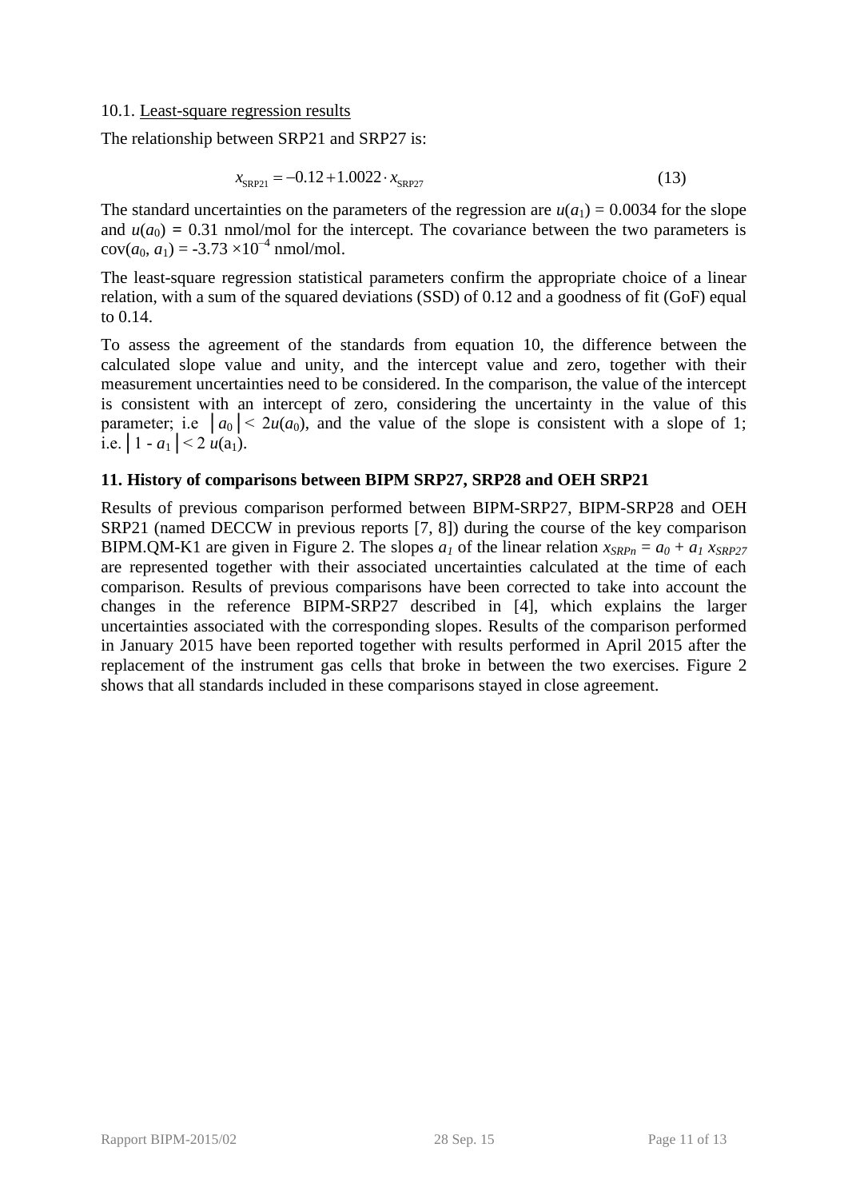10.1. Least-square regression results

The relationship between SRP21 and SRP27 is:

$$x_{\text{SRP21}} = -0.12 + 1.0022 \cdot x_{\text{SRP27}} \tag{13}$$

The standard uncertainties on the parameters of the regression are $u(a_1) = 0.0034$ for the slope and $u(a_0) = 0.31$ nmol/mol for the intercept. The covariance between the two parameters is $\text{cov}(a_0, a_1) = -3.73 \times 10^{-4}$ nmol/mol.

The least-square regression statistical parameters confirm the appropriate choice of a linear relation, with a sum of the squared deviations (SSD) of 0.12 and a goodness of fit (GoF) equal to 0.14.

To assess the agreement of the standards from equation 10, the difference between the calculated slope value and unity, and the intercept value and zero, together with their measurement uncertainties need to be considered. In the comparison, the value of the intercept is consistent with an intercept of zero, considering the uncertainty in the value of this parameter; i.e $|a_0| < 2u(a_0)$, and the value of the slope is consistent with a slope of 1; i.e. $|1 - a_1| < 2\,u(a_1)$.

## 11. History of comparisons between BIPM SRP27, SRP28 and OEH SRP21

Results of previous comparison performed between BIPM-SRP27, BIPM-SRP28 and OEH SRP21 (named DECCW in previous reports [7, 8]) during the course of the key comparison BIPM.QM-K1 are given in Figure 2. The slopes $a_1$ of the linear relation $x_{SRPn} = a_0 + a_1\, x_{SRP27}$ are represented together with their associated uncertainties calculated at the time of each comparison. Results of previous comparisons have been corrected to take into account the changes in the reference BIPM-SRP27 described in [4], which explains the larger uncertainties associated with the corresponding slopes. Results of the comparison performed in January 2015 have been reported together with results performed in April 2015 after the replacement of the instrument gas cells that broke in between the two exercises. Figure 2 shows that all standards included in these comparisons stayed in close agreement.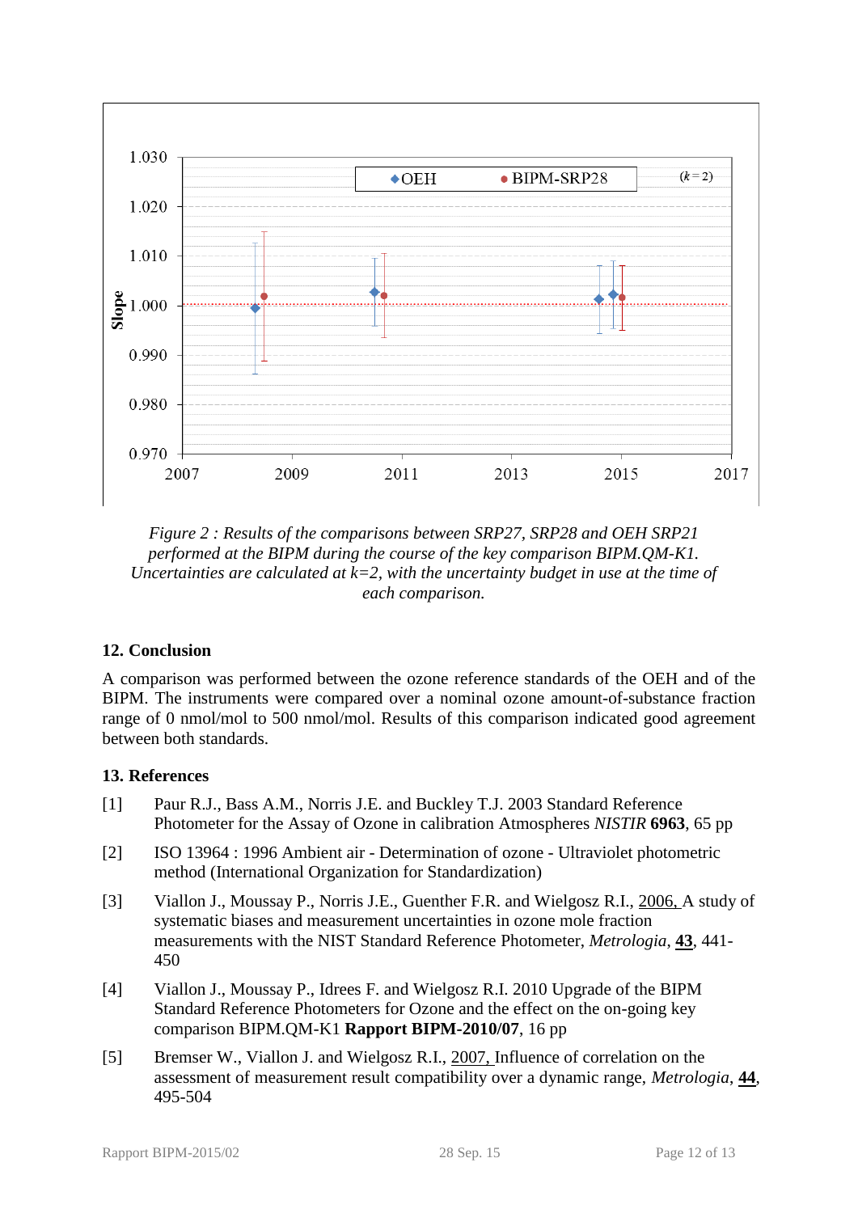*Figure 2 : Results of the comparisons between SRP27, SRP28 and OEH SRP21 performed at the BIPM during the course of the key comparison BIPM.QM-K1. Uncertainties are calculated at k=2, with the uncertainty budget in use at the time of each comparison.*

## 12. Conclusion

A comparison was performed between the ozone reference standards of the OEH and of the BIPM. The instruments were compared over a nominal ozone amount-of-substance fraction range of 0 nmol/mol to 500 nmol/mol. Results of this comparison indicated good agreement between both standards.

## 13. References

[1] Paur R.J., Bass A.M., Norris J.E. and Buckley T.J. 2003 Standard Reference Photometer for the Assay of Ozone in calibration Atmospheres *NISTIR* **6963**, 65 pp

[2] ISO 13964 : 1996 Ambient air - Determination of ozone - Ultraviolet photometric method (International Organization for Standardization)

[3] Viallon J., Moussay P., Norris J.E., Guenther F.R. and Wielgosz R.I., 2006, A study of systematic biases and measurement uncertainties in ozone mole fraction measurements with the NIST Standard Reference Photometer, *Metrologia*, **43**, 441-450

[4] Viallon J., Moussay P., Idrees F. and Wielgosz R.I. 2010 Upgrade of the BIPM Standard Reference Photometers for Ozone and the effect on the on-going key comparison BIPM.QM-K1 **Rapport BIPM-2010/07**, 16 pp

[5] Bremser W., Viallon J. and Wielgosz R.I., 2007, Influence of correlation on the assessment of measurement result compatibility over a dynamic range, *Metrologia*, **44**, 495-504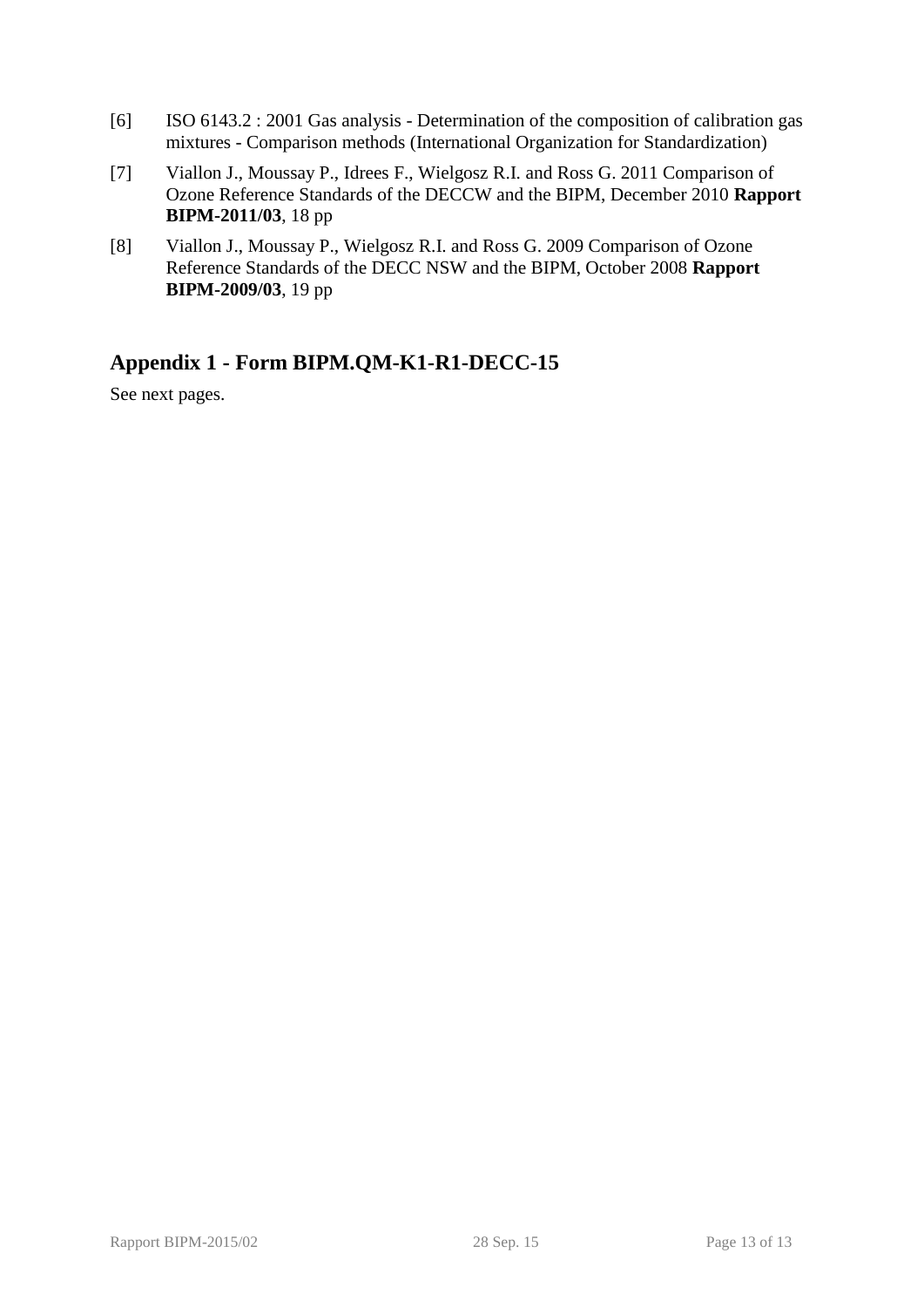[6] ISO 6143.2 : 2001 Gas analysis - Determination of the composition of calibration gas mixtures - Comparison methods (International Organization for Standardization)

[7] Viallon J., Moussay P., Idrees F., Wielgosz R.I. and Ross G. 2011 Comparison of Ozone Reference Standards of the DECCW and the BIPM, December 2010 **Rapport BIPM-2011/03**, 18 pp

[8] Viallon J., Moussay P., Wielgosz R.I. and Ross G. 2009 Comparison of Ozone Reference Standards of the DECC NSW and the BIPM, October 2008 **Rapport BIPM-2009/03**, 19 pp

## Appendix 1 - Form BIPM.QM-K1-R1-DECC-15

See next pages.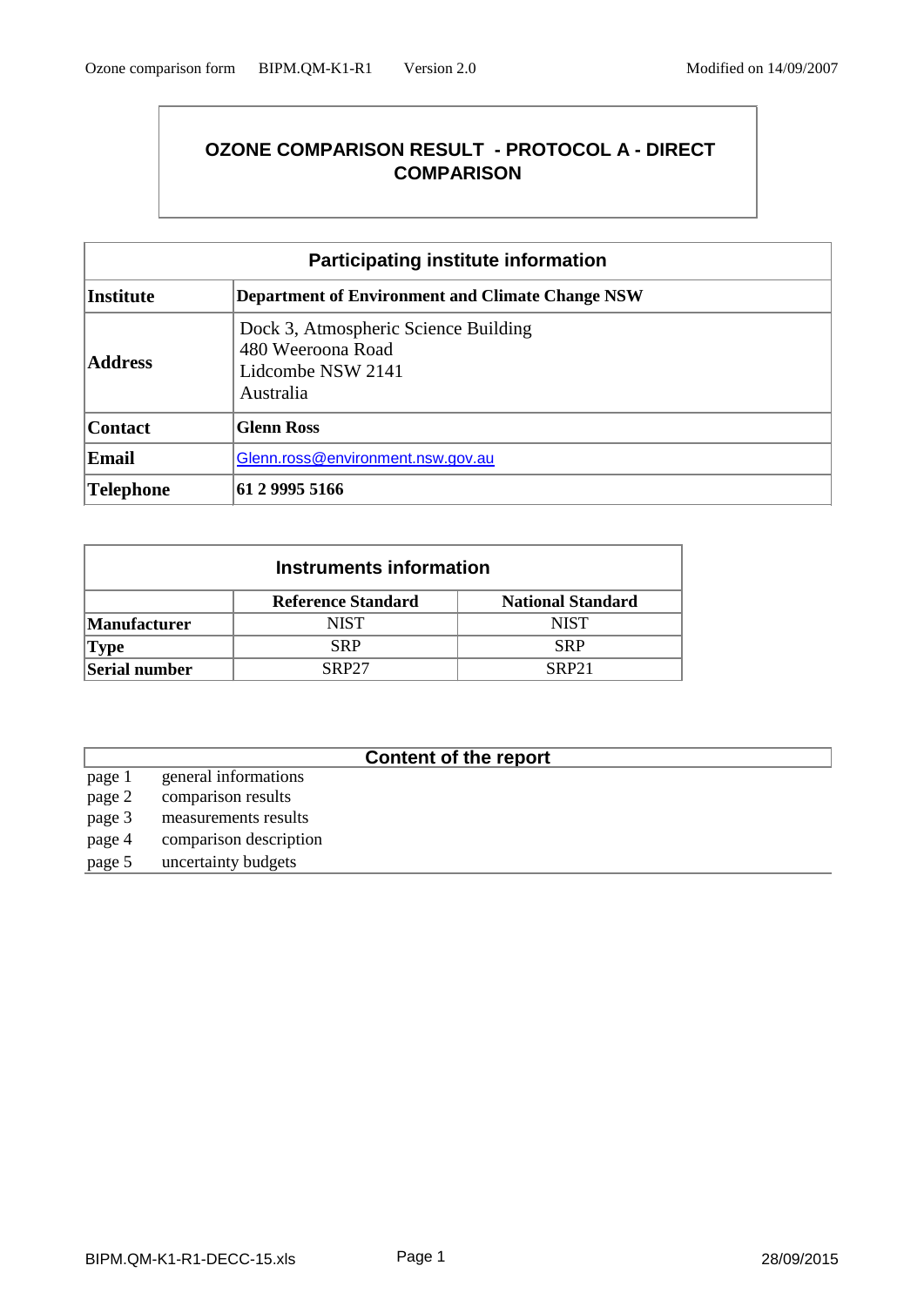# OZONE COMPARISON RESULT - PROTOCOL A - DIRECT COMPARISON

| Participating institute information | |
|---|---|
| **Institute** | **Department of Environment and Climate Change NSW** |
| **Address** | Dock 3, Atmospheric Science Building<br>480 Weeroona Road<br>Lidcombe NSW 2141<br>Australia |
| **Contact** | **Glenn Ross** |
| **Email** | Glenn.ross@environment.nsw.gov.au |
| **Telephone** | **61 2 9995 5166** |

| Instruments information | | |
|---|---|---|
| | **Reference Standard** | **National Standard** |
| **Manufacturer** | NIST | NIST |
| **Type** | SRP | SRP |
| **Serial number** | SRP27 | SRP21 |

| Content of the report | |
|---|---|
| page 1 | general informations |
| page 2 | comparison results |
| page 3 | measurements results |
| page 4 | comparison description |
| page 5 | uncertainty budgets |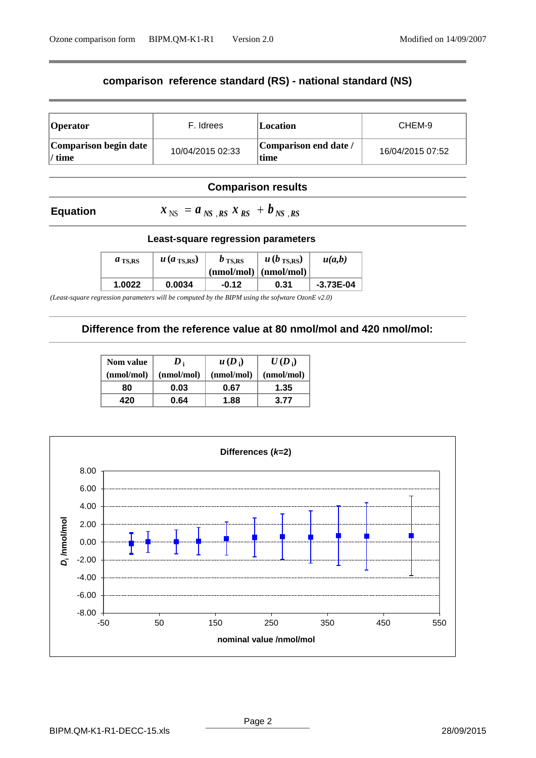## comparison reference standard (RS) - national standard (NS)

| **Operator** | F. Idrees | **Location** | CHEM-9 |
|---|---|---|---|
| **Comparison begin date / time** | 10/04/2015 02:33 | **Comparison end date / time** | 16/04/2015 07:52 |

### Comparison results

**Equation** $x_{NS} = a_{NS,RS}\, x_{RS} + b_{NS,RS}$

#### Least-square regression parameters

| $a_{TS,RS}$ | $u(a_{TS,RS})$ | $b_{TS,RS}$ (nmol/mol) | $u(b_{TS,RS})$ (nmol/mol) | $u(a,b)$ |
|---|---|---|---|---|
| **1.0022** | **0.0034** | **-0.12** | **0.31** | **-3.73E-04** |

*(Least-square regression parameters will be computed by the BIPM using the sofwtare OzonE v2.0)*

### Difference from the reference value at 80 nmol/mol and 420 nmol/mol:

| Nom value (nmol/mol) | $D_i$ (nmol/mol) | $u(D_i)$ (nmol/mol) | $U(D_i)$ (nmol/mol) |
|---|---|---|---|
| **80** | **0.03** | **0.67** | **1.35** |
| **420** | **0.64** | **1.88** | **3.77** |

**Differences ($k$=2)**

$D_i$ /nmol/mol vs. nominal value /nmol/mol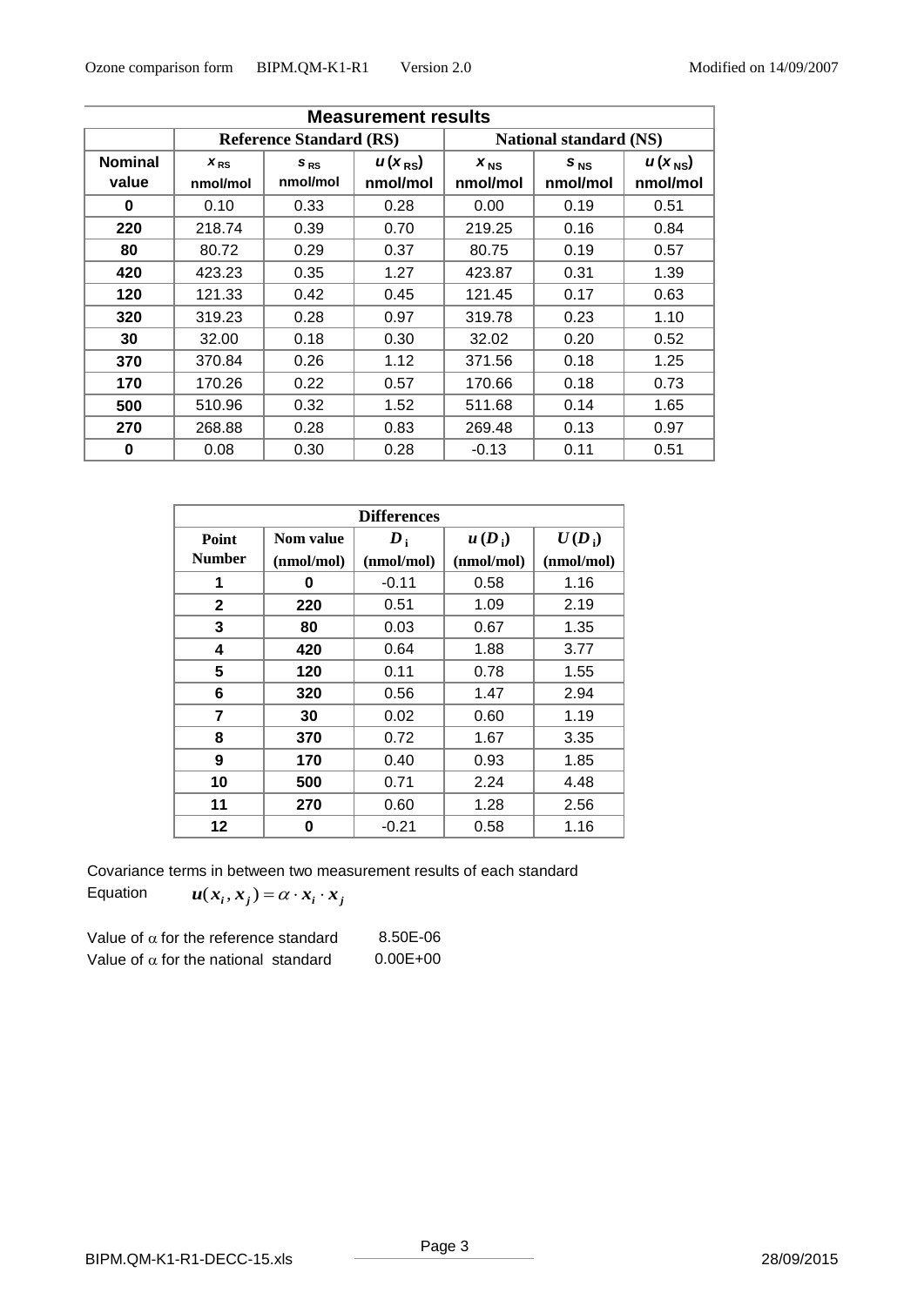| Measurement results | | | | | | |
|---|---|---|---|---|---|---|
| | Reference Standard (RS) | | | National standard (NS) | | |
| Nominal value | $x_{RS}$ nmol/mol | $s_{RS}$ nmol/mol | $u(x_{RS})$ nmol/mol | $x_{NS}$ nmol/mol | $s_{NS}$ nmol/mol | $u(x_{NS})$ nmol/mol |
| 0 | 0.10 | 0.33 | 0.28 | 0.00 | 0.19 | 0.51 |
| 220 | 218.74 | 0.39 | 0.70 | 219.25 | 0.16 | 0.84 |
| 80 | 80.72 | 0.29 | 0.37 | 80.75 | 0.19 | 0.57 |
| 420 | 423.23 | 0.35 | 1.27 | 423.87 | 0.31 | 1.39 |
| 120 | 121.33 | 0.42 | 0.45 | 121.45 | 0.17 | 0.63 |
| 320 | 319.23 | 0.28 | 0.97 | 319.78 | 0.23 | 1.10 |
| 30 | 32.00 | 0.18 | 0.30 | 32.02 | 0.20 | 0.52 |
| 370 | 370.84 | 0.26 | 1.12 | 371.56 | 0.18 | 1.25 |
| 170 | 170.26 | 0.22 | 0.57 | 170.66 | 0.18 | 0.73 |
| 500 | 510.96 | 0.32 | 1.52 | 511.68 | 0.14 | 1.65 |
| 270 | 268.88 | 0.28 | 0.83 | 269.48 | 0.13 | 0.97 |
| 0 | 0.08 | 0.30 | 0.28 | -0.13 | 0.11 | 0.51 |

| Differences | | | | |
|---|---|---|---|---|
| Point Number | Nom value (nmol/mol) | $D_i$ (nmol/mol) | $u(D_i)$ (nmol/mol) | $U(D_i)$ (nmol/mol) |
| 1 | 0 | -0.11 | 0.58 | 1.16 |
| 2 | 220 | 0.51 | 1.09 | 2.19 |
| 3 | 80 | 0.03 | 0.67 | 1.35 |
| 4 | 420 | 0.64 | 1.88 | 3.77 |
| 5 | 120 | 0.11 | 0.78 | 1.55 |
| 6 | 320 | 0.56 | 1.47 | 2.94 |
| 7 | 30 | 0.02 | 0.60 | 1.19 |
| 8 | 370 | 0.72 | 1.67 | 3.35 |
| 9 | 170 | 0.40 | 0.93 | 1.85 |
| 10 | 500 | 0.71 | 2.24 | 4.48 |
| 11 | 270 | 0.60 | 1.28 | 2.56 |
| 12 | 0 | -0.21 | 0.58 | 1.16 |

Covariance terms in between two measurement results of each standard

Equation $u(x_i, x_j) = \alpha \cdot x_i \cdot x_j$

Value of $\alpha$ for the reference standard 8.50E-06

Value of $\alpha$ for the national standard 0.00E+00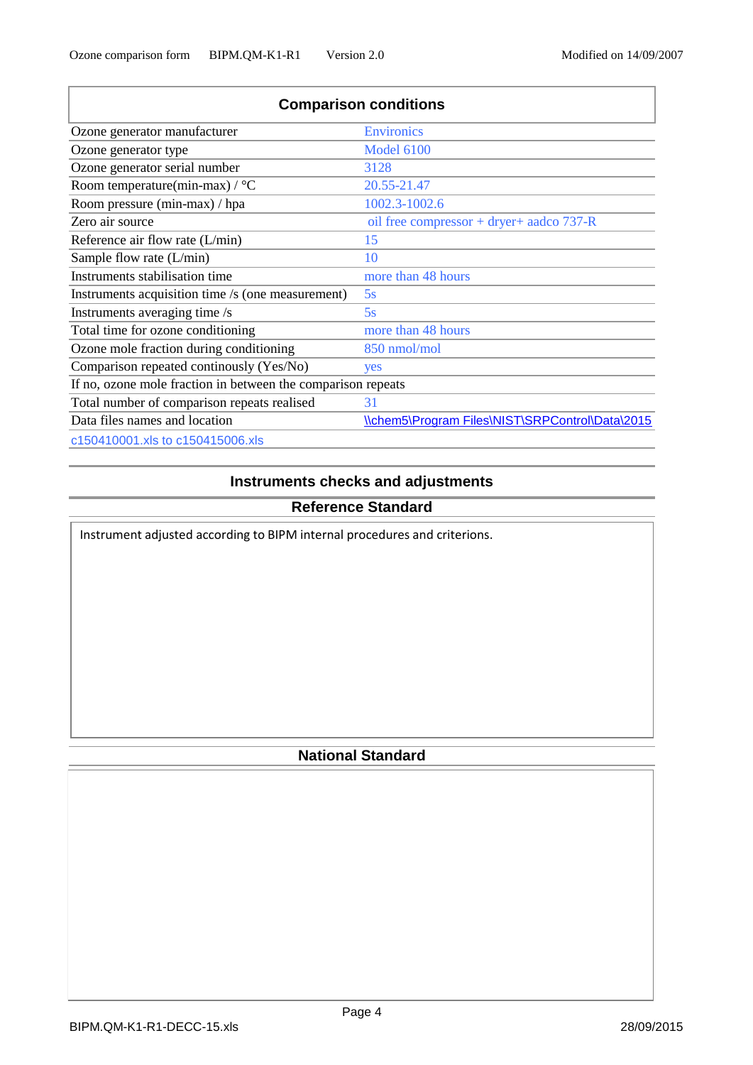## Comparison conditions

| | |
|---|---|
| Ozone generator manufacturer | Environics |
| Ozone generator type | Model 6100 |
| Ozone generator serial number | 3128 |
| Room temperature(min-max) / °C | 20.55-21.47 |
| Room pressure (min-max) / hpa | 1002.3-1002.6 |
| Zero air source | oil free compressor + dryer+ aadco 737-R |
| Reference air flow rate (L/min) | 15 |
| Sample flow rate (L/min) | 10 |
| Instruments stabilisation time | more than 48 hours |
| Instruments acquisition time /s (one measurement) | 5s |
| Instruments averaging time /s | 5s |
| Total time for ozone conditioning | more than 48 hours |
| Ozone mole fraction during conditioning | 850 nmol/mol |
| Comparison repeated continously (Yes/No) | yes |
| If no, ozone mole fraction in between the comparison repeats | |
| Total number of comparison repeats realised | 31 |
| Data files names and location | \\chem5\Program Files\NIST\SRPControl\Data\2015 |
| c150410001.xls to c150415006.xls | |

## Instruments checks and adjustments

### Reference Standard

Instrument adjusted according to BIPM internal procedures and criterions.

### National Standard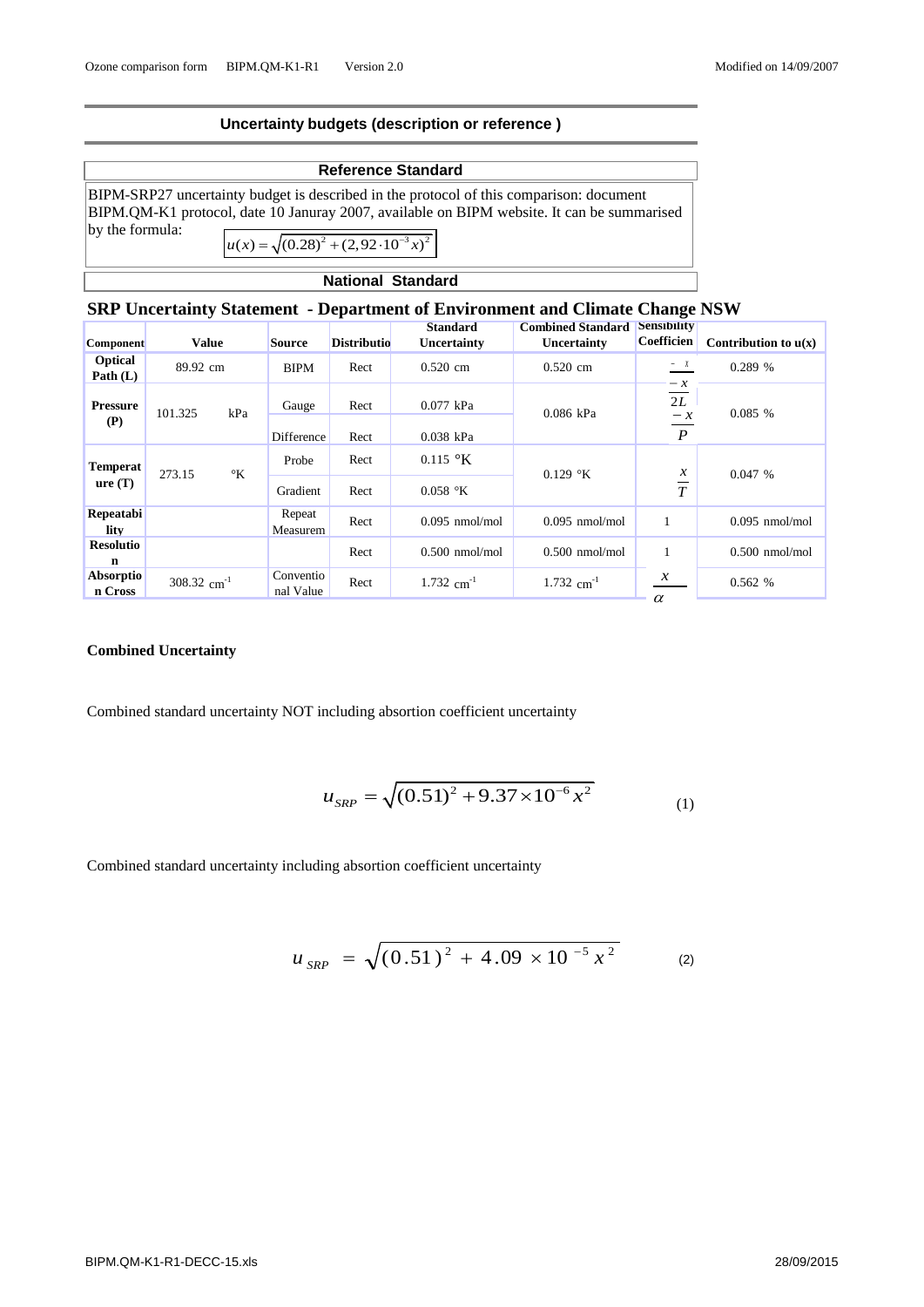## Uncertainty budgets (description or reference )

### Reference Standard

BIPM-SRP27 uncertainty budget is described in the protocol of this comparison: document BIPM.QM-K1 protocol, date 10 Januray 2007, available on BIPM website. It can be summarised by the formula:

$$u(x) = \sqrt{(0.28)^2 + (2,92 \cdot 10^{-3} x)^2}$$

### National Standard

**SRP Uncertainty Statement - Department of Environment and Climate Change NSW**

| Component | Value | Source | Distributio | Standard Uncertainty | Combined Standard Uncertainty | Sensibility Coefficien | Contribution to u(x) |
|---|---|---|---|---|---|---|---|
| Optical Path (L) | 89.92 cm | BIPM | Rect | 0.520 cm | 0.520 cm | $\frac{-x}{2L}$ | 0.289 % |
| Pressure (P) | 101.325 kPa | Gauge | Rect | 0.077 kPa | 0.086 kPa | $\frac{-x}{P}$ | 0.085 % |
| | | Difference | Rect | 0.038 kPa | | | |
| Temperature (T) | 273.15 °K | Probe | Rect | 0.115 °K | 0.129 °K | $\frac{x}{T}$ | 0.047 % |
| | | Gradient | Rect | 0.058 °K | | | |
| Repeatability | | Repeat Measurem | Rect | 0.095 nmol/mol | 0.095 nmol/mol | 1 | 0.095 nmol/mol |
| Resolution | | | Rect | 0.500 nmol/mol | 0.500 nmol/mol | 1 | 0.500 nmol/mol |
| Absorption Cross | 308.32 $cm^{-1}$ | Conventional Value | Rect | 1.732 $cm^{-1}$ | 1.732 $cm^{-1}$ | $\frac{x}{\alpha}$ | 0.562 % |

**Combined Uncertainty**

Combined standard uncertainty NOT including absorption coefficient uncertainty

$$u_{SRP} = \sqrt{(0.51)^2 + 9.37 \times 10^{-6} x^2} \tag{1}$$

Combined standard uncertainty including absorption coefficient uncertainty

$$u_{SRP} = \sqrt{(0.51)^2 + 4.09 \times 10^{-5} x^2} \tag{2}$$